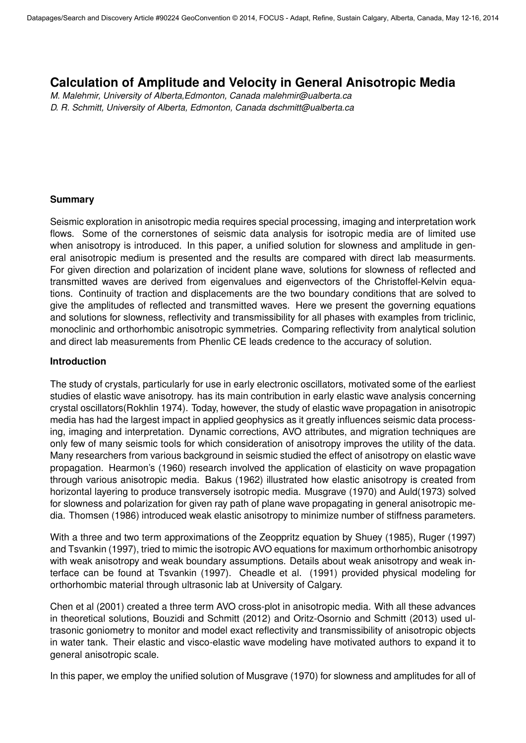# Calculation of Amplitude and Velocity in General Anisotropic Media

*M. Malehmir, University of Alberta,Edmonton, Canada malehmir@ualberta.ca*
*D. R. Schmitt, University of Alberta, Edmonton, Canada dschmitt@ualberta.ca*

## Summary

Seismic exploration in anisotropic media requires special processing, imaging and interpretation work flows. Some of the cornerstones of seismic data analysis for isotropic media are of limited use when anisotropy is introduced. In this paper, a unified solution for slowness and amplitude in general anisotropic medium is presented and the results are compared with direct lab measurments. For given direction and polarization of incident plane wave, solutions for slowness of reflected and transmitted waves are derived from eigenvalues and eigenvectors of the Christoffel-Kelvin equations. Continuity of traction and displacements are the two boundary conditions that are solved to give the amplitudes of reflected and transmitted waves. Here we present the governing equations and solutions for slowness, reflectivity and transmissibility for all phases with examples from triclinic, monoclinic and orthorhombic anisotropic symmetries. Comparing reflectivity from analytical solution and direct lab measurements from Phenlic CE leads credence to the accuracy of solution.

## Introduction

The study of crystals, particularly for use in early electronic oscillators, motivated some of the earliest studies of elastic wave anisotropy. has its main contribution in early elastic wave analysis concerning crystal oscillators(Rokhlin 1974). Today, however, the study of elastic wave propagation in anisotropic media has had the largest impact in applied geophysics as it greatly influences seismic data processing, imaging and interpretation. Dynamic corrections, AVO attributes, and migration techniques are only few of many seismic tools for which consideration of anisotropy improves the utility of the data. Many researchers from various background in seismic studied the effect of anisotropy on elastic wave propagation. Hearmon's (1960) research involved the application of elasticity on wave propagation through various anisotropic media. Bakus (1962) illustrated how elastic anisotropy is created from horizontal layering to produce transversely isotropic media. Musgrave (1970) and Auld(1973) solved for slowness and polarization for given ray path of plane wave propagating in general anisotropic media. Thomsen (1986) introduced weak elastic anisotropy to minimize number of stiffness parameters.

With a three and two term approximations of the Zeoppritz equation by Shuey (1985), Ruger (1997) and Tsvankin (1997), tried to mimic the isotropic AVO equations for maximum orthorhombic anisotropy with weak anisotropy and weak boundary assumptions. Details about weak anisotropy and weak interface can be found at Tsvankin (1997). Cheadle et al. (1991) provided physical modeling for orthorhombic material through ultrasonic lab at University of Calgary.

Chen et al (2001) created a three term AVO cross-plot in anisotropic media. With all these advances in theoretical solutions, Bouzidi and Schmitt (2012) and Oritz-Osornio and Schmitt (2013) used ultrasonic goniometry to monitor and model exact reflectivity and transmissibility of anisotropic objects in water tank. Their elastic and visco-elastic wave modeling have motivated authors to expand it to general anisotropic scale.

In this paper, we employ the unified solution of Musgrave (1970) for slowness and amplitudes for all of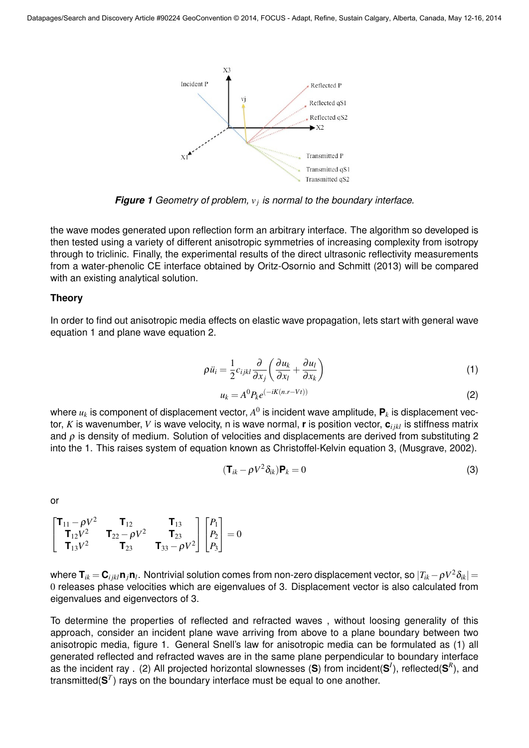**Figure 1** *Geometry of problem, $v_j$ is normal to the boundary interface.*

the wave modes generated upon reflection form an arbitrary interface. The algorithm so developed is then tested using a variety of different anisotropic symmetries of increasing complexity from isotropy through to triclinic. Finally, the experimental results of the direct ultrasonic reflectivity measurements from a water-phenolic CE interface obtained by Oritz-Osornio and Schmitt (2013) will be compared with an existing analytical solution.

### Theory

In order to find out anisotropic media effects on elastic wave propagation, lets start with general wave equation 1 and plane wave equation 2.

$$\rho \ddot{u}_i = \frac{1}{2} c_{ijkl} \frac{\partial}{\partial x_j} \left( \frac{\partial u_k}{\partial x_l} + \frac{\partial u_l}{\partial x_k} \right) \tag{1}$$

$$u_k = A^0 P_k e^{(-iK(n.r - Vt))} \tag{2}$$

where $u_k$ is component of displacement vector, $A^0$ is incident wave amplitude, $\mathbf{P}_k$ is displacement vector, $K$ is wavenumber, $V$ is wave velocity, n is wave normal, **r** is position vector, $\mathbf{c}_{ijkl}$ is stiffness matrix and $\rho$ is density of medium. Solution of velocities and displacements are derived from substituting 2 into the 1. This raises system of equation known as Christoffel-Kelvin equation 3, (Musgrave, 2002).

$$(\mathbf{T}_{ik} - \rho V^2 \delta_{ik}) \mathbf{P}_k = 0 \tag{3}$$

or

$$\begin{bmatrix} \mathbf{T}_{11} - \rho V^2 & \mathbf{T}_{12} & \mathbf{T}_{13} \\ \mathbf{T}_{12} V^2 & \mathbf{T}_{22} - \rho V^2 & \mathbf{T}_{23} \\ \mathbf{T}_{13} V^2 & \mathbf{T}_{23} & \mathbf{T}_{33} - \rho V^2 \end{bmatrix} \begin{bmatrix} P_1 \\ P_2 \\ P_3 \end{bmatrix} = 0$$

where $\mathbf{T}_{ik} = \mathbf{C}_{ijkl} \mathbf{n}_j \mathbf{n}_l$. Nontrivial solution comes from non-zero displacement vector, so $|T_{ik} - \rho V^2 \delta_{ik}| = 0$ releases phase velocities which are eigenvalues of 3. Displacement vector is also calculated from eigenvalues and eigenvectors of 3.

To determine the properties of reflected and refracted waves , without loosing generality of this approach, consider an incident plane wave arriving from above to a plane boundary between two anisotropic media, figure 1. General Snell's law for anisotropic media can be formulated as (1) all generated reflected and refracted waves are in the same plane perpendicular to boundary interface as the incident ray . (2) All projected horizontal slownesses (**S**) from incident($\mathbf{S}^I$), reflected($\mathbf{S}^R$), and transmitted($\mathbf{S}^T$) rays on the boundary interface must be equal to one another.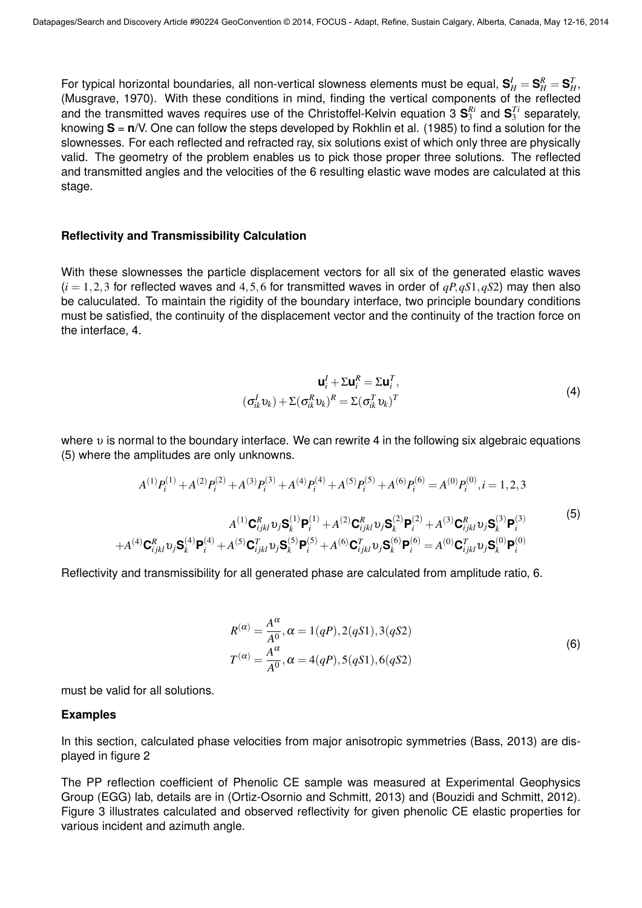For typical horizontal boundaries, all non-vertical slowness elements must be equal, $\mathbf{S}_H^I = \mathbf{S}_H^R = \mathbf{S}_H^T$, (Musgrave, 1970). With these conditions in mind, finding the vertical components of the reflected and the transmitted waves requires use of the Christoffel-Kelvin equation 3 $\mathbf{S}_3^{Ri}$ and $\mathbf{S}_3^{Ti}$ separately, knowing $\mathbf{S} = \mathbf{n}/V$. One can follow the steps developed by Rokhlin et al. (1985) to find a solution for the slownesses. For each reflected and refracted ray, six solutions exist of which only three are physically valid. The geometry of the problem enables us to pick those proper three solutions. The reflected and transmitted angles and the velocities of the 6 resulting elastic wave modes are calculated at this stage.

**Reflectivity and Transmissibility Calculation**

With these slownesses the particle displacement vectors for all six of the generated elastic waves ($i = 1,2,3$ for reflected waves and $4,5,6$ for transmitted waves in order of $qP, qS1, qS2$) may then also be caluculated. To maintain the rigidity of the boundary interface, two principle boundary conditions must be satisfied, the continuity of the displacement vector and the continuity of the traction force on the interface, 4.

$$
\begin{aligned}
\mathbf{u}_i^I + \Sigma \mathbf{u}_i^R &= \Sigma \mathbf{u}_i^T, \\
(\sigma_{ik}^I \upsilon_k) + \Sigma (\sigma_{ik}^R \upsilon_k)^R &= \Sigma (\sigma_{ik}^T \upsilon_k)^T
\end{aligned}
\tag{4}
$$

where $\upsilon$ is normal to the boundary interface. We can rewrite 4 in the following six algebraic equations (5) where the amplitudes are only unknowns.

$$
\begin{aligned}
&A^{(1)}P_i^{(1)} + A^{(2)}P_i^{(2)} + A^{(3)}P_i^{(3)} + A^{(4)}P_i^{(4)} + A^{(5)}P_i^{(5)} + A^{(6)}P_i^{(6)} = A^{(0)}P_i^{(0)}, i = 1,2,3 \\
&A^{(1)}\mathbf{C}_{ijkl}^R \upsilon_j \mathbf{S}_k^{(1)} \mathbf{P}_i^{(1)} + A^{(2)}\mathbf{C}_{ijkl}^R \upsilon_j \mathbf{S}_k^{(2)} \mathbf{P}_i^{(2)} + A^{(3)}\mathbf{C}_{ijkl}^R \upsilon_j \mathbf{S}_k^{(3)} \mathbf{P}_i^{(3)} \\
&+ A^{(4)}\mathbf{C}_{ijkl}^R \upsilon_j \mathbf{S}_k^{(4)} \mathbf{P}_i^{(4)} + A^{(5)}\mathbf{C}_{ijkl}^T \upsilon_j \mathbf{S}_k^{(5)} \mathbf{P}_i^{(5)} + A^{(6)}\mathbf{C}_{ijkl}^T \upsilon_j \mathbf{S}_k^{(6)} \mathbf{P}_i^{(6)} = A^{(0)}\mathbf{C}_{ijkl}^T \upsilon_j \mathbf{S}_k^{(0)} \mathbf{P}_i^{(0)}
\end{aligned}
\tag{5}
$$

Reflectivity and transmissibility for all generated phase are calculated from amplitude ratio, 6.

$$
\begin{aligned}
R^{(\alpha)} &= \frac{A^\alpha}{A^0}, \alpha = 1(qP), 2(qS1), 3(qS2) \\
T^{(\alpha)} &= \frac{A^\alpha}{A^0}, \alpha = 4(qP), 5(qS1), 6(qS2)
\end{aligned}
\tag{6}
$$

must be valid for all solutions.

**Examples**

In this section, calculated phase velocities from major anisotropic symmetries (Bass, 2013) are displayed in figure 2

The PP reflection coefficient of Phenolic CE sample was measured at Experimental Geophysics Group (EGG) lab, details are in (Ortiz-Osornio and Schmitt, 2013) and (Bouzidi and Schmitt, 2012). Figure 3 illustrates calculated and observed reflectivity for given phenolic CE elastic properties for various incident and azimuth angle.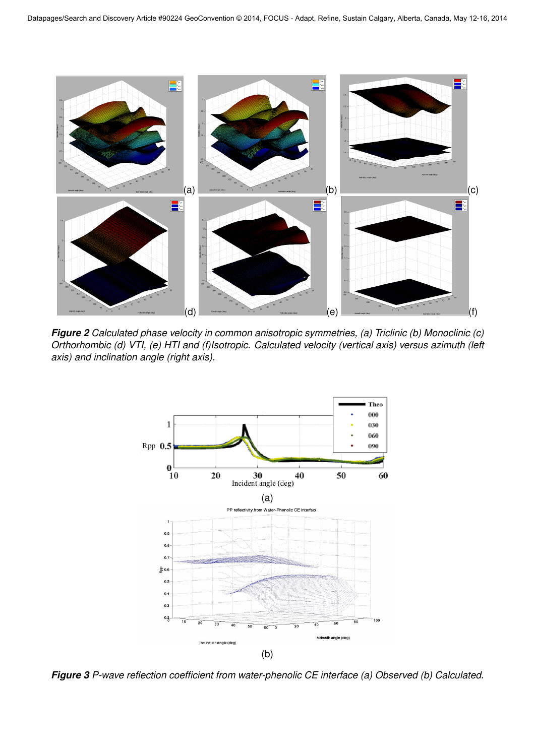**Figure 2** *Calculated phase velocity in common anisotropic symmetries, (a) Triclinic (b) Monoclinic (c) Orthorhombic (d) VTI, (e) HTI and (f)Isotropic. Calculated velocity (vertical axis) versus azimuth (left axis) and inclination angle (right axis).*

**Figure 3** *P-wave reflection coefficient from water-phenolic CE interface (a) Observed (b) Calculated.*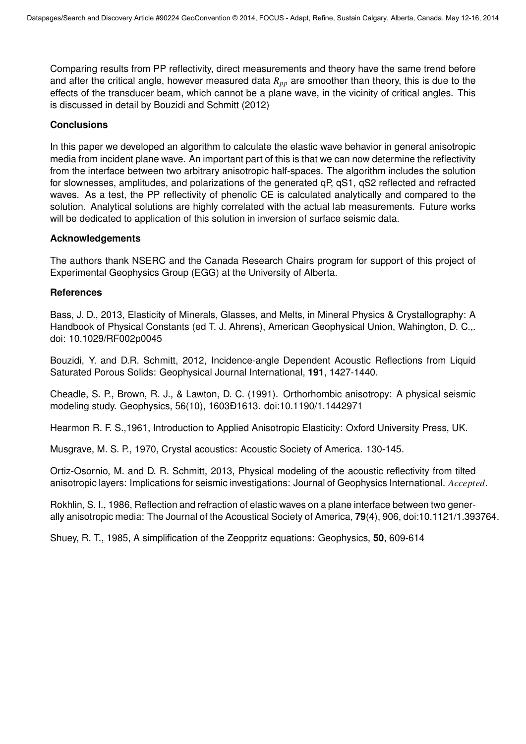Comparing results from PP reflectivity, direct measurements and theory have the same trend before and after the critical angle, however measured data $R_{pp}$ are smoother than theory, this is due to the effects of the transducer beam, which cannot be a plane wave, in the vicinity of critical angles. This is discussed in detail by Bouzidi and Schmitt (2012)

### Conclusions

In this paper we developed an algorithm to calculate the elastic wave behavior in general anisotropic media from incident plane wave. An important part of this is that we can now determine the reflectivity from the interface between two arbitrary anisotropic half-spaces. The algorithm includes the solution for slownesses, amplitudes, and polarizations of the generated qP, qS1, qS2 reflected and refracted waves. As a test, the PP reflectivity of phenolic CE is calculated analytically and compared to the solution. Analytical solutions are highly correlated with the actual lab measurements. Future works will be dedicated to application of this solution in inversion of surface seismic data.

### Acknowledgements

The authors thank NSERC and the Canada Research Chairs program for support of this project of Experimental Geophysics Group (EGG) at the University of Alberta.

### References

Bass, J. D., 2013, Elasticity of Minerals, Glasses, and Melts, in Mineral Physics & Crystallography: A Handbook of Physical Constants (ed T. J. Ahrens), American Geophysical Union, Wahington, D. C.,. doi: 10.1029/RF002p0045

Bouzidi, Y. and D.R. Schmitt, 2012, Incidence-angle Dependent Acoustic Reflections from Liquid Saturated Porous Solids: Geophysical Journal International, **191**, 1427-1440.

Cheadle, S. P., Brown, R. J., & Lawton, D. C. (1991). Orthorhombic anisotropy: A physical seismic modeling study. Geophysics, 56(10), 1603Ð1613. doi:10.1190/1.1442971

Hearmon R. F. S.,1961, Introduction to Applied Anisotropic Elasticity: Oxford University Press, UK.

Musgrave, M. S. P., 1970, Crystal acoustics: Acoustic Society of America. 130-145.

Ortiz-Osornio, M. and D. R. Schmitt, 2013, Physical modeling of the acoustic reflectivity from tilted anisotropic layers: Implications for seismic investigations: Journal of Geophysics International. *Accepted*.

Rokhlin, S. I., 1986, Reflection and refraction of elastic waves on a plane interface between two generally anisotropic media: The Journal of the Acoustical Society of America, **79**(4), 906, doi:10.1121/1.393764.

Shuey, R. T., 1985, A simplification of the Zeoppritz equations: Geophysics, **50**, 609-614